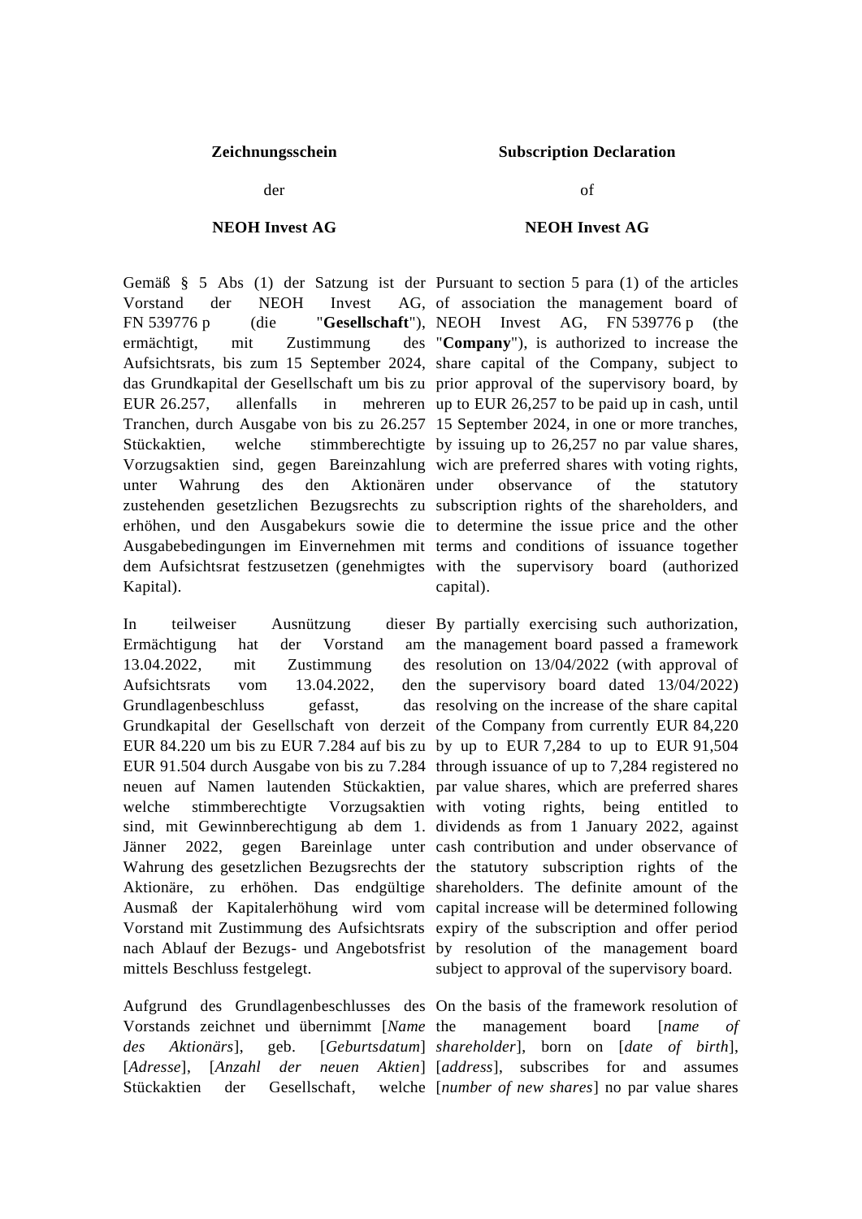**Zeichnungsschein**

der

**NEOH Invest AG**

Gemäß § 5 Abs (1) der Satzung ist der Vorstand der NEOH Invest AG, FN 539776 p (die "**Gesellschaft**"), ermächtigt, mit Zustimmung des Aufsichtsrats, bis zum 15 September 2024, das Grundkapital der Gesellschaft um bis zu EUR 26.257, allenfalls in mehreren Tranchen, durch Ausgabe von bis zu 26.257 Stückaktien, welche stimmberechtigte Vorzugsaktien sind, gegen Bareinzahlung unter Wahrung des den Aktionären zustehenden gesetzlichen Bezugsrechts zu erhöhen, und den Ausgabekurs sowie die Ausgabebedingungen im Einvernehmen mit dem Aufsichtsrat festzusetzen (genehmigtes Kapital).

In teilweiser Ausnützung dieser Ermächtigung hat der Vorstand am 13.04.2022, mit Zustimmung des Aufsichtsrats vom 13.04.2022, den Grundlagenbeschluss gefasst, das Grundkapital der Gesellschaft von derzeit EUR 84.220 um bis zu EUR 7.284 auf bis zu EUR 91.504 durch Ausgabe von bis zu 7.284 neuen auf Namen lautenden Stückaktien, welche stimmberechtigte Vorzugsaktien sind, mit Gewinnberechtigung ab dem 1. Jänner 2022, gegen Bareinlage unter Wahrung des gesetzlichen Bezugsrechts der Aktionäre, zu erhöhen. Das endgültige Ausmaß der Kapitalerhöhung wird vom Vorstand mit Zustimmung des Aufsichtsrats nach Ablauf der Bezugs- und Angebotsfrist mittels Beschluss festgelegt.

Aufgrund des Grundlagenbeschlusses des Vorstands zeichnet und übernimmt [*Name des Aktionärs*], geb. [*Geburtsdatum*] [*Adresse*], [*Anzahl der neuen Aktien*] Stückaktien der Gesellschaft, welche

**Subscription Declaration**

of

**NEOH Invest AG**

Pursuant to section 5 para (1) of the articles of association the management board of NEOH Invest AG, FN 539776 p (the "**Company**"), is authorized to increase the share capital of the Company, subject to prior approval of the supervisory board, by up to EUR 26,257 to be paid up in cash, until 15 September 2024, in one or more tranches, by issuing up to 26,257 no par value shares, wich are preferred shares with voting rights, under observance of the statutory subscription rights of the shareholders, and to determine the issue price and the other terms and conditions of issuance together with the supervisory board (authorized capital).

By partially exercising such authorization, the management board passed a framework resolution on 13/04/2022 (with approval of the supervisory board dated 13/04/2022) resolving on the increase of the share capital of the Company from currently EUR 84,220 by up to EUR 7,284 to up to EUR 91,504 through issuance of up to 7,284 registered no par value shares, which are preferred shares with voting rights, being entitled to dividends as from 1 January 2022, against cash contribution and under observance of the statutory subscription rights of the shareholders. The definite amount of the capital increase will be determined following expiry of the subscription and offer period by resolution of the management board subject to approval of the supervisory board.

On the basis of the framework resolution of the management board [*name of shareholder*], born on [*date of birth*], [*address*], subscribes for and assumes [*number of new shares*] no par value shares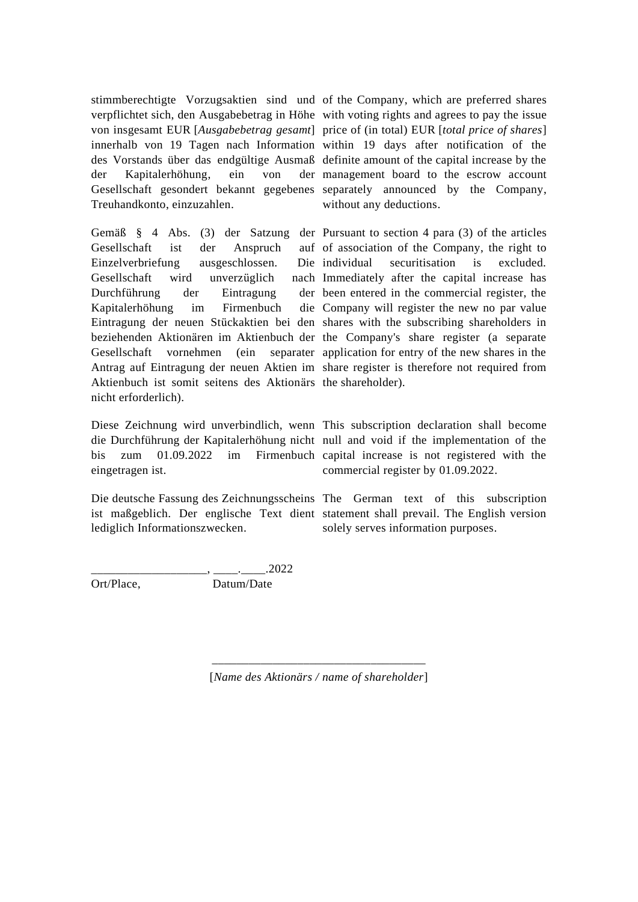stimmberechtigte Vorzugsaktien sind und verpflichtet sich, den Ausgabebetrag in Höhe von insgesamt EUR [*Ausgabebetrag gesamt*] innerhalb von 19 Tagen nach Information des Vorstands über das endgültige Ausmaß der Kapitalerhöhung, ein von der Gesellschaft gesondert bekannt gegebenes Treuhandkonto, einzuzahlen.

of the Company, which are preferred shares with voting rights and agrees to pay the issue price of (in total) EUR [*total price of shares*] within 19 days after notification of the definite amount of the capital increase by the management board to the escrow account separately announced by the Company, without any deductions.

Gemäß § 4 Abs. (3) der Satzung der Gesellschaft ist der Anspruch auf Einzelverbriefung ausgeschlossen. Die Gesellschaft wird unverzüglich nach Durchführung der Eintragung der Kapitalerhöhung im Firmenbuch die Eintragung der neuen Stückaktien bei den beziehenden Aktionären im Aktienbuch der Gesellschaft vornehmen (ein separater Antrag auf Eintragung der neuen Aktien im Aktienbuch ist somit seitens des Aktionärs nicht erforderlich).

Pursuant to section 4 para (3) of the articles of association of the Company, the right to individual securitisation is excluded. Immediately after the capital increase has been entered in the commercial register, the Company will register the new no par value shares with the subscribing shareholders in the Company's share register (a separate application for entry of the new shares in the share register is therefore not required from the shareholder).

Diese Zeichnung wird unverbindlich, wenn die Durchführung der Kapitalerhöhung nicht bis zum 01.09.2022 im Firmenbuch eingetragen ist.

This subscription declaration shall become null and void if the implementation of the capital increase is not registered with the commercial register by 01.09.2022.

Die deutsche Fassung des Zeichnungsscheins ist maßgeblich. Der englische Text dient lediglich Informationszwecken.

The German text of this subscription statement shall prevail. The English version solely serves information purposes.

___________________, ____.____.2022
Ort/Place, Datum/Date

___________________________________
[*Name des Aktionärs / name of shareholder*]